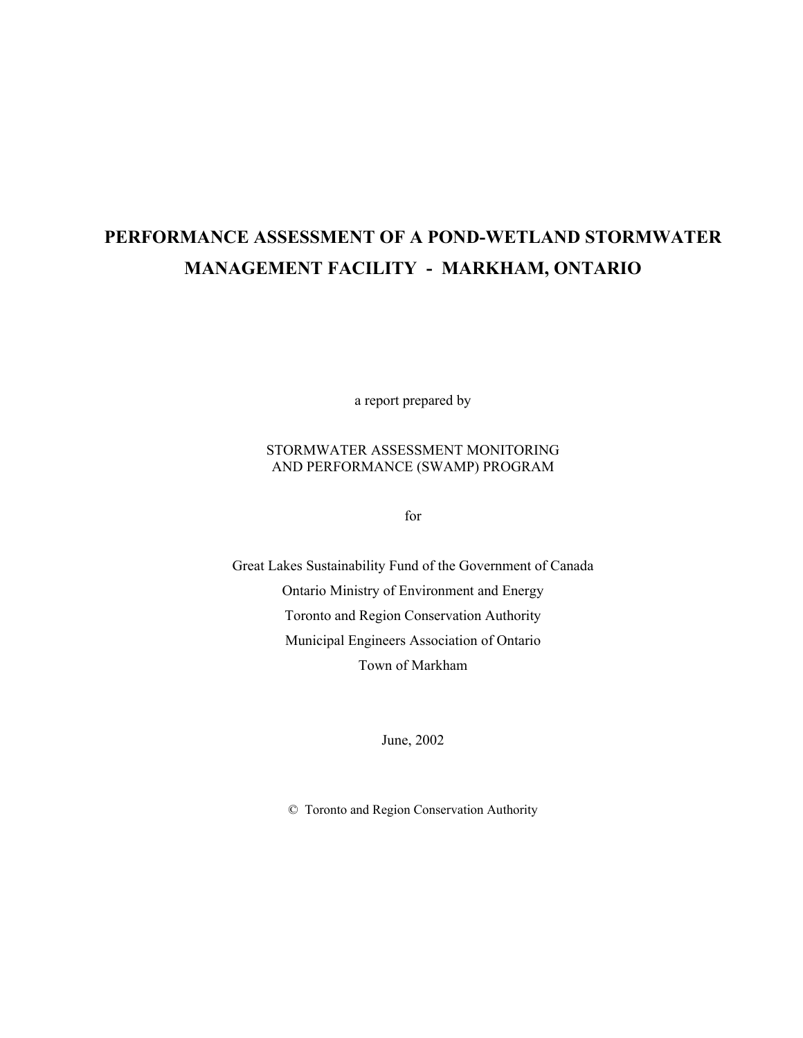# PERFORMANCE ASSESSMENT OF A POND-WETLAND STORMWATER MANAGEMENT FACILITY - MARKHAM, ONTARIO

a report prepared by

STORMWATER ASSESSMENT MONITORING
AND PERFORMANCE (SWAMP) PROGRAM

for

Great Lakes Sustainability Fund of the Government of Canada
Ontario Ministry of Environment and Energy
Toronto and Region Conservation Authority
Municipal Engineers Association of Ontario
Town of Markham

June, 2002

© Toronto and Region Conservation Authority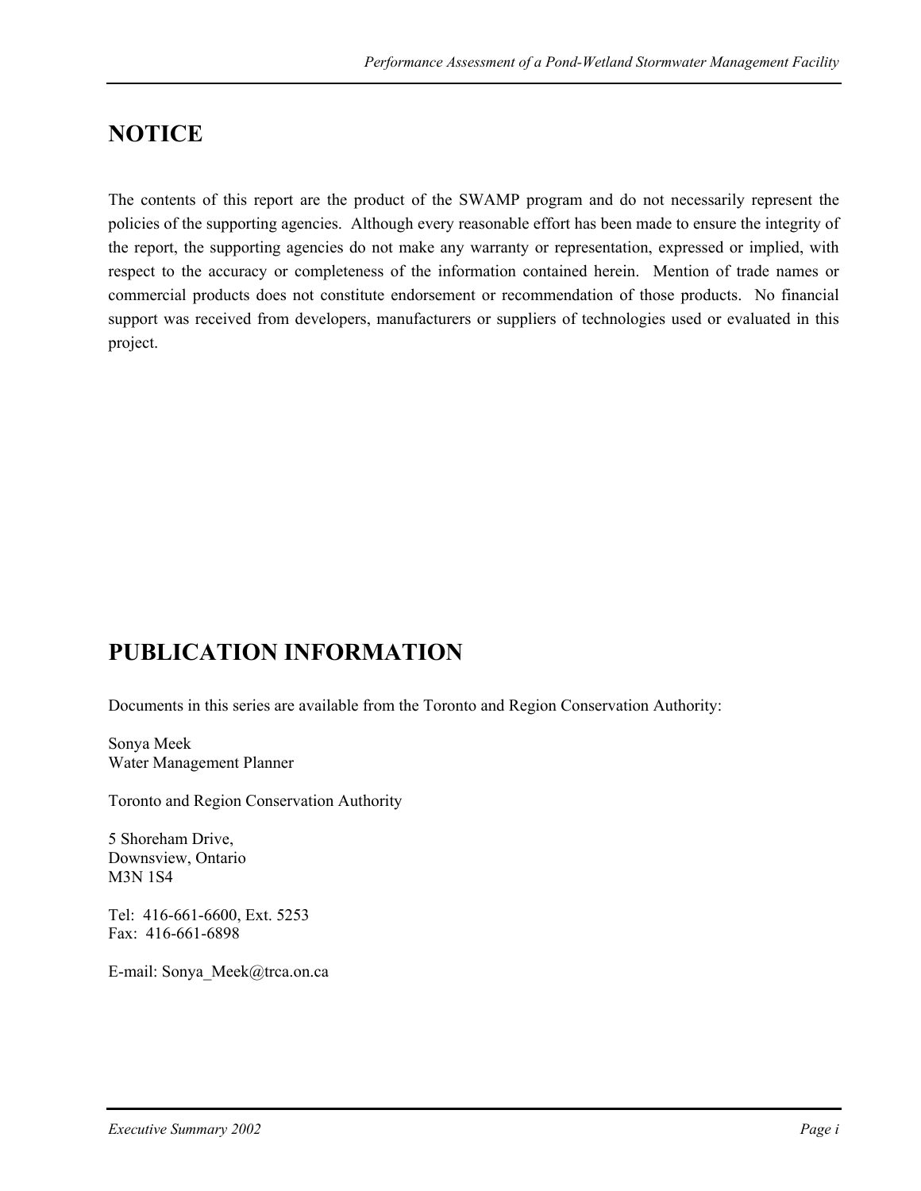# NOTICE

The contents of this report are the product of the SWAMP program and do not necessarily represent the policies of the supporting agencies. Although every reasonable effort has been made to ensure the integrity of the report, the supporting agencies do not make any warranty or representation, expressed or implied, with respect to the accuracy or completeness of the information contained herein. Mention of trade names or commercial products does not constitute endorsement or recommendation of those products. No financial support was received from developers, manufacturers or suppliers of technologies used or evaluated in this project.

# PUBLICATION INFORMATION

Documents in this series are available from the Toronto and Region Conservation Authority:

Sonya Meek
Water Management Planner

Toronto and Region Conservation Authority

5 Shoreham Drive,
Downsview, Ontario
M3N 1S4

Tel: 416-661-6600, Ext. 5253
Fax: 416-661-6898

E-mail: Sonya_Meek@trca.on.ca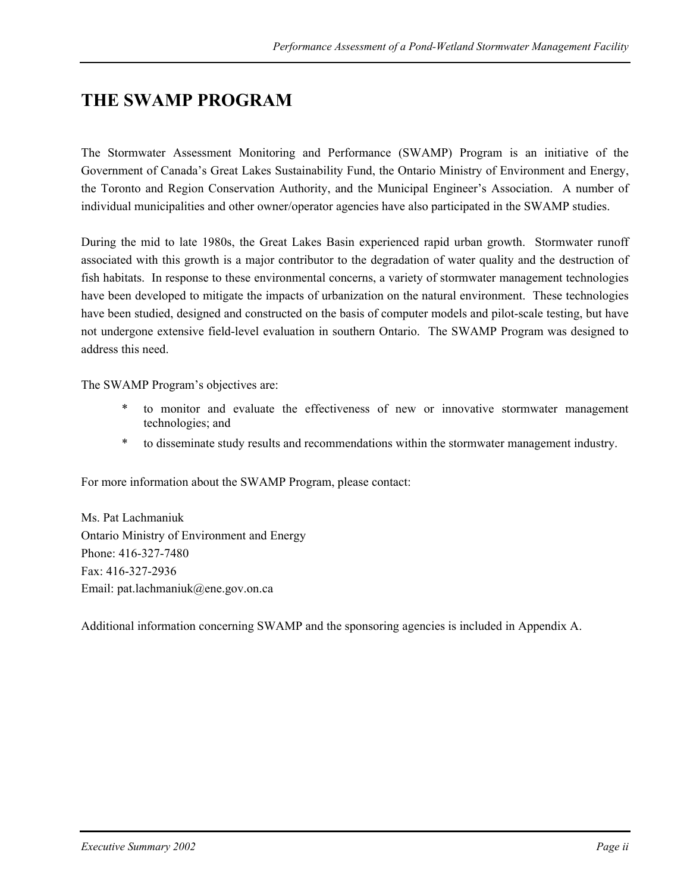# THE SWAMP PROGRAM

The Stormwater Assessment Monitoring and Performance (SWAMP) Program is an initiative of the Government of Canada's Great Lakes Sustainability Fund, the Ontario Ministry of Environment and Energy, the Toronto and Region Conservation Authority, and the Municipal Engineer's Association. A number of individual municipalities and other owner/operator agencies have also participated in the SWAMP studies.

During the mid to late 1980s, the Great Lakes Basin experienced rapid urban growth. Stormwater runoff associated with this growth is a major contributor to the degradation of water quality and the destruction of fish habitats. In response to these environmental concerns, a variety of stormwater management technologies have been developed to mitigate the impacts of urbanization on the natural environment. These technologies have been studied, designed and constructed on the basis of computer models and pilot-scale testing, but have not undergone extensive field-level evaluation in southern Ontario. The SWAMP Program was designed to address this need.

The SWAMP Program's objectives are:

* to monitor and evaluate the effectiveness of new or innovative stormwater management technologies; and
* to disseminate study results and recommendations within the stormwater management industry.

For more information about the SWAMP Program, please contact:

Ms. Pat Lachmaniuk
Ontario Ministry of Environment and Energy
Phone: 416-327-7480
Fax: 416-327-2936
Email: pat.lachmaniuk@ene.gov.on.ca

Additional information concerning SWAMP and the sponsoring agencies is included in Appendix A.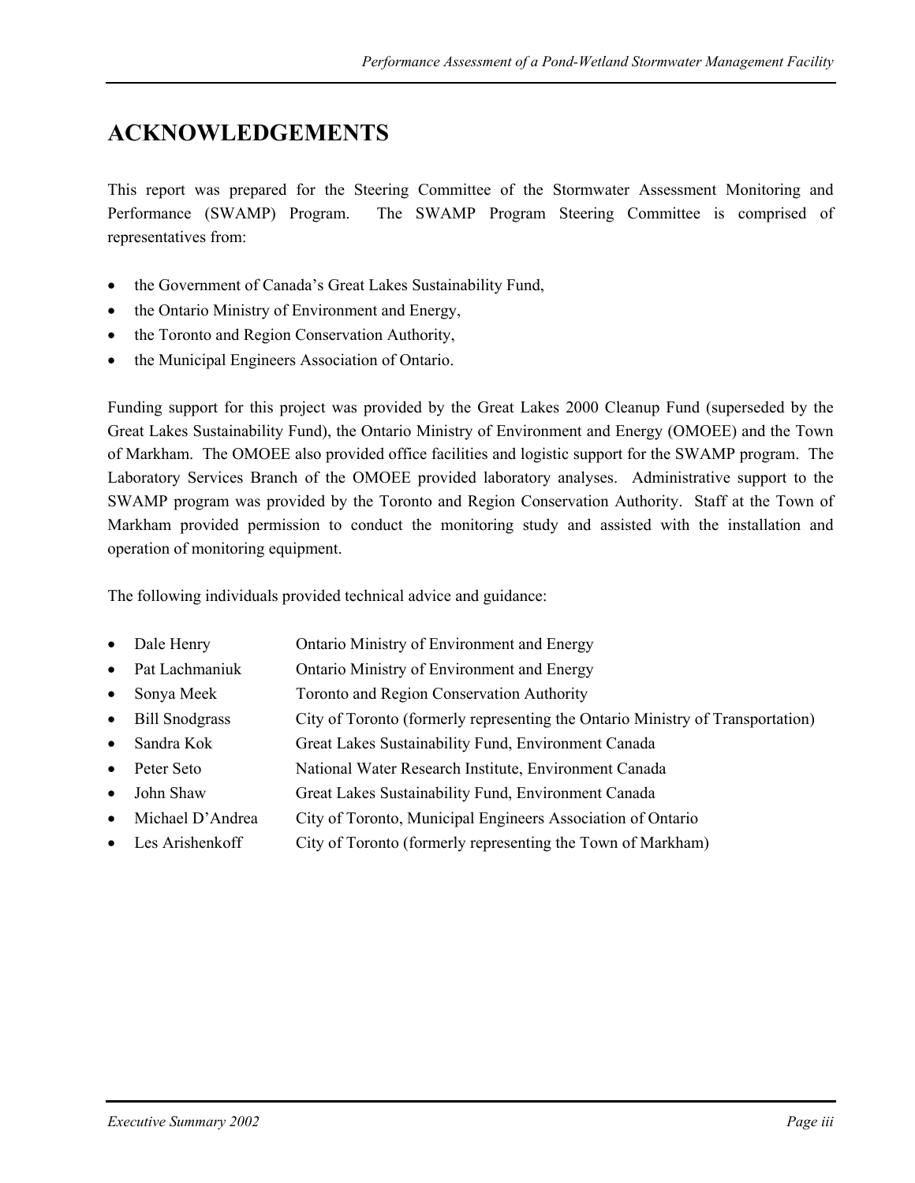# ACKNOWLEDGEMENTS

This report was prepared for the Steering Committee of the Stormwater Assessment Monitoring and Performance (SWAMP) Program. The SWAMP Program Steering Committee is comprised of representatives from:

- the Government of Canada's Great Lakes Sustainability Fund,
- the Ontario Ministry of Environment and Energy,
- the Toronto and Region Conservation Authority,
- the Municipal Engineers Association of Ontario.

Funding support for this project was provided by the Great Lakes 2000 Cleanup Fund (superseded by the Great Lakes Sustainability Fund), the Ontario Ministry of Environment and Energy (OMOEE) and the Town of Markham. The OMOEE also provided office facilities and logistic support for the SWAMP program. The Laboratory Services Branch of the OMOEE provided laboratory analyses. Administrative support to the SWAMP program was provided by the Toronto and Region Conservation Authority. Staff at the Town of Markham provided permission to conduct the monitoring study and assisted with the installation and operation of monitoring equipment.

The following individuals provided technical advice and guidance:

- Dale Henry — Ontario Ministry of Environment and Energy
- Pat Lachmaniuk — Ontario Ministry of Environment and Energy
- Sonya Meek — Toronto and Region Conservation Authority
- Bill Snodgrass — City of Toronto (formerly representing the Ontario Ministry of Transportation)
- Sandra Kok — Great Lakes Sustainability Fund, Environment Canada
- Peter Seto — National Water Research Institute, Environment Canada
- John Shaw — Great Lakes Sustainability Fund, Environment Canada
- Michael D'Andrea — City of Toronto, Municipal Engineers Association of Ontario
- Les Arishenkoff — City of Toronto (formerly representing the Town of Markham)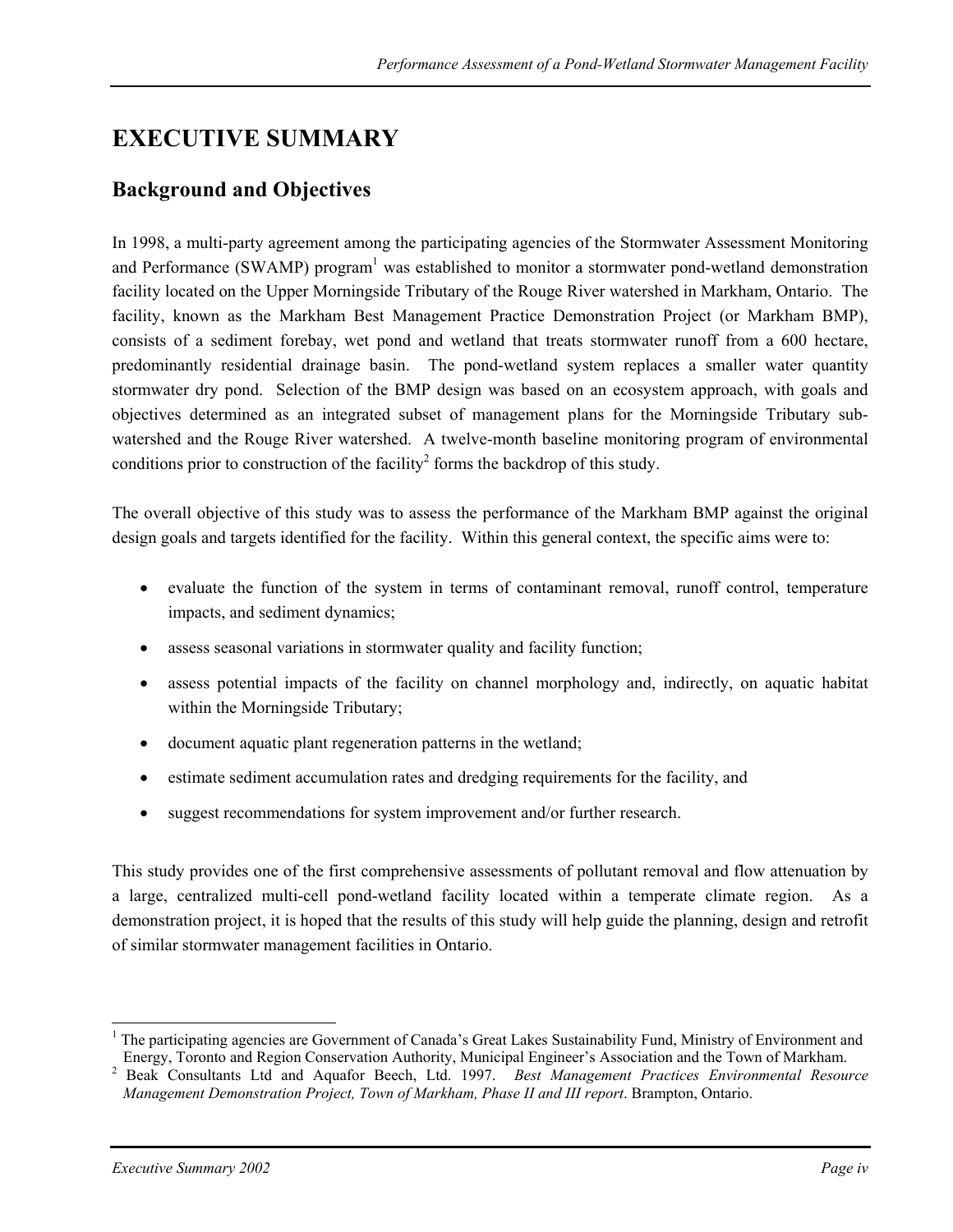# EXECUTIVE SUMMARY

## Background and Objectives

In 1998, a multi-party agreement among the participating agencies of the Stormwater Assessment Monitoring and Performance (SWAMP) program[1] was established to monitor a stormwater pond-wetland demonstration facility located on the Upper Morningside Tributary of the Rouge River watershed in Markham, Ontario. The facility, known as the Markham Best Management Practice Demonstration Project (or Markham BMP), consists of a sediment forebay, wet pond and wetland that treats stormwater runoff from a 600 hectare, predominantly residential drainage basin. The pond-wetland system replaces a smaller water quantity stormwater dry pond. Selection of the BMP design was based on an ecosystem approach, with goals and objectives determined as an integrated subset of management plans for the Morningside Tributary sub-watershed and the Rouge River watershed. A twelve-month baseline monitoring program of environmental conditions prior to construction of the facility[2] forms the backdrop of this study.

The overall objective of this study was to assess the performance of the Markham BMP against the original design goals and targets identified for the facility. Within this general context, the specific aims were to:

- evaluate the function of the system in terms of contaminant removal, runoff control, temperature impacts, and sediment dynamics;
- assess seasonal variations in stormwater quality and facility function;
- assess potential impacts of the facility on channel morphology and, indirectly, on aquatic habitat within the Morningside Tributary;
- document aquatic plant regeneration patterns in the wetland;
- estimate sediment accumulation rates and dredging requirements for the facility, and
- suggest recommendations for system improvement and/or further research.

This study provides one of the first comprehensive assessments of pollutant removal and flow attenuation by a large, centralized multi-cell pond-wetland facility located within a temperate climate region. As a demonstration project, it is hoped that the results of this study will help guide the planning, design and retrofit of similar stormwater management facilities in Ontario.

---

[1] The participating agencies are Government of Canada's Great Lakes Sustainability Fund, Ministry of Environment and Energy, Toronto and Region Conservation Authority, Municipal Engineer's Association and the Town of Markham.

[2] Beak Consultants Ltd and Aquafor Beech, Ltd. 1997. *Best Management Practices Environmental Resource Management Demonstration Project, Town of Markham, Phase II and III report*. Brampton, Ontario.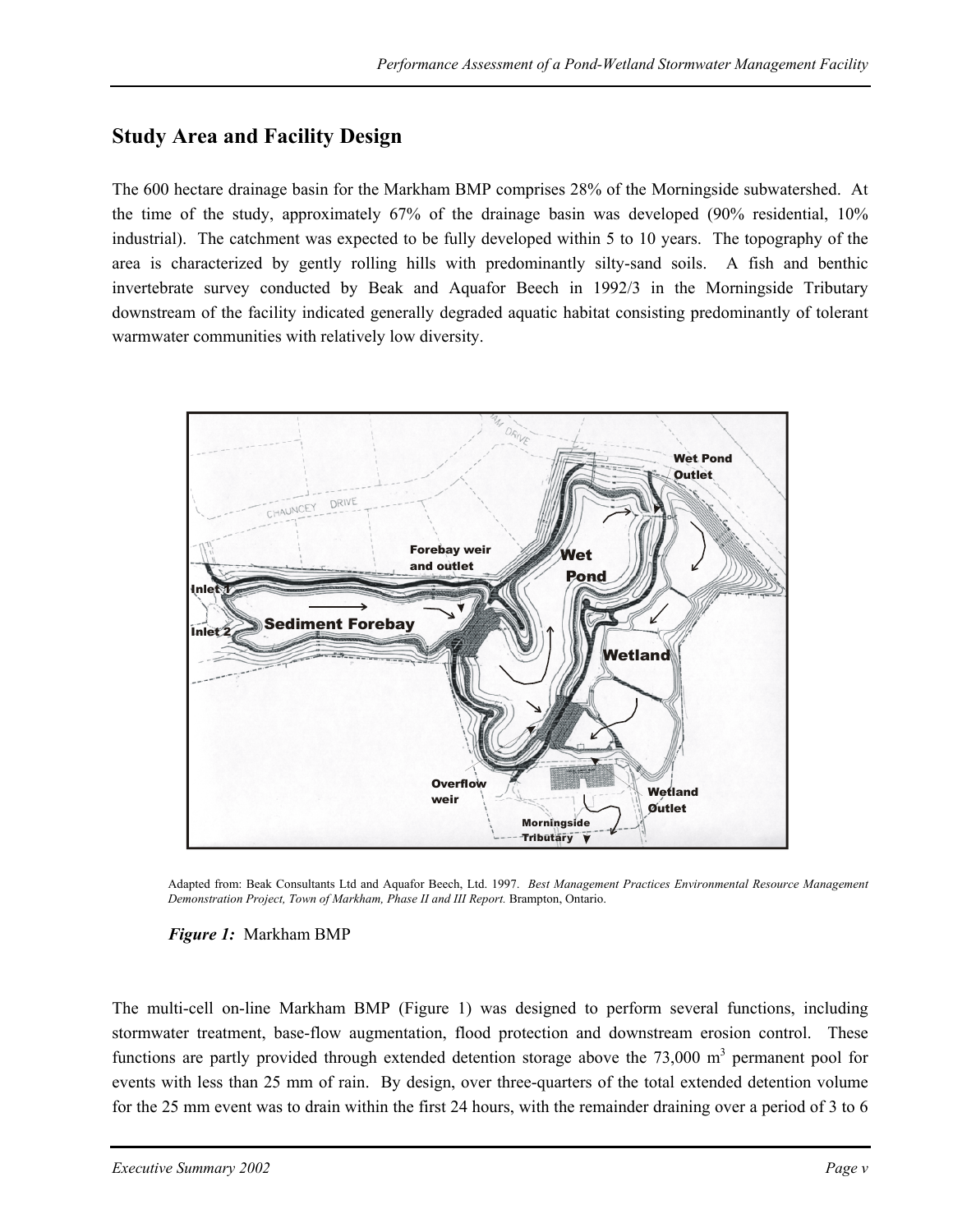## Study Area and Facility Design

The 600 hectare drainage basin for the Markham BMP comprises 28% of the Morningside subwatershed. At the time of the study, approximately 67% of the drainage basin was developed (90% residential, 10% industrial). The catchment was expected to be fully developed within 5 to 10 years. The topography of the area is characterized by gently rolling hills with predominantly silty-sand soils. A fish and benthic invertebrate survey conducted by Beak and Aquafor Beech in 1992/3 in the Morningside Tributary downstream of the facility indicated generally degraded aquatic habitat consisting predominantly of tolerant warmwater communities with relatively low diversity.

Adapted from: Beak Consultants Ltd and Aquafor Beech, Ltd. 1997. *Best Management Practices Environmental Resource Management Demonstration Project, Town of Markham, Phase II and III Report.* Brampton, Ontario.

***Figure 1:*** Markham BMP

The multi-cell on-line Markham BMP (Figure 1) was designed to perform several functions, including stormwater treatment, base-flow augmentation, flood protection and downstream erosion control. These functions are partly provided through extended detention storage above the 73,000 $m^3$ permanent pool for events with less than 25 mm of rain. By design, over three-quarters of the total extended detention volume for the 25 mm event was to drain within the first 24 hours, with the remainder draining over a period of 3 to 6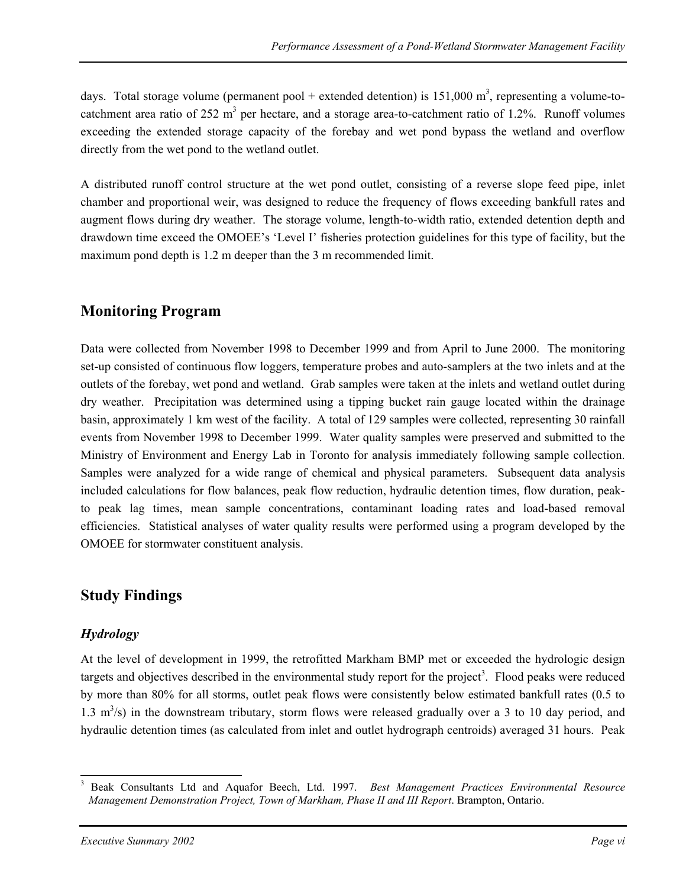days. Total storage volume (permanent pool + extended detention) is 151,000 $m^3$, representing a volume-to-catchment area ratio of 252 $m^3$ per hectare, and a storage area-to-catchment ratio of 1.2%. Runoff volumes exceeding the extended storage capacity of the forebay and wet pond bypass the wetland and overflow directly from the wet pond to the wetland outlet.

A distributed runoff control structure at the wet pond outlet, consisting of a reverse slope feed pipe, inlet chamber and proportional weir, was designed to reduce the frequency of flows exceeding bankfull rates and augment flows during dry weather. The storage volume, length-to-width ratio, extended detention depth and drawdown time exceed the OMOEE's 'Level I' fisheries protection guidelines for this type of facility, but the maximum pond depth is 1.2 m deeper than the 3 m recommended limit.

## Monitoring Program

Data were collected from November 1998 to December 1999 and from April to June 2000. The monitoring set-up consisted of continuous flow loggers, temperature probes and auto-samplers at the two inlets and at the outlets of the forebay, wet pond and wetland. Grab samples were taken at the inlets and wetland outlet during dry weather. Precipitation was determined using a tipping bucket rain gauge located within the drainage basin, approximately 1 km west of the facility. A total of 129 samples were collected, representing 30 rainfall events from November 1998 to December 1999. Water quality samples were preserved and submitted to the Ministry of Environment and Energy Lab in Toronto for analysis immediately following sample collection. Samples were analyzed for a wide range of chemical and physical parameters. Subsequent data analysis included calculations for flow balances, peak flow reduction, hydraulic detention times, flow duration, peak-to peak lag times, mean sample concentrations, contaminant loading rates and load-based removal efficiencies. Statistical analyses of water quality results were performed using a program developed by the OMOEE for stormwater constituent analysis.

## Study Findings

### *Hydrology*

At the level of development in 1999, the retrofitted Markham BMP met or exceeded the hydrologic design targets and objectives described in the environmental study report for the project[3]. Flood peaks were reduced by more than 80% for all storms, outlet peak flows were consistently below estimated bankfull rates (0.5 to 1.3 $m^3$/s) in the downstream tributary, storm flows were released gradually over a 3 to 10 day period, and hydraulic detention times (as calculated from inlet and outlet hydrograph centroids) averaged 31 hours. Peak

[3] Beak Consultants Ltd and Aquafor Beech, Ltd. 1997. *Best Management Practices Environmental Resource Management Demonstration Project, Town of Markham, Phase II and III Report*. Brampton, Ontario.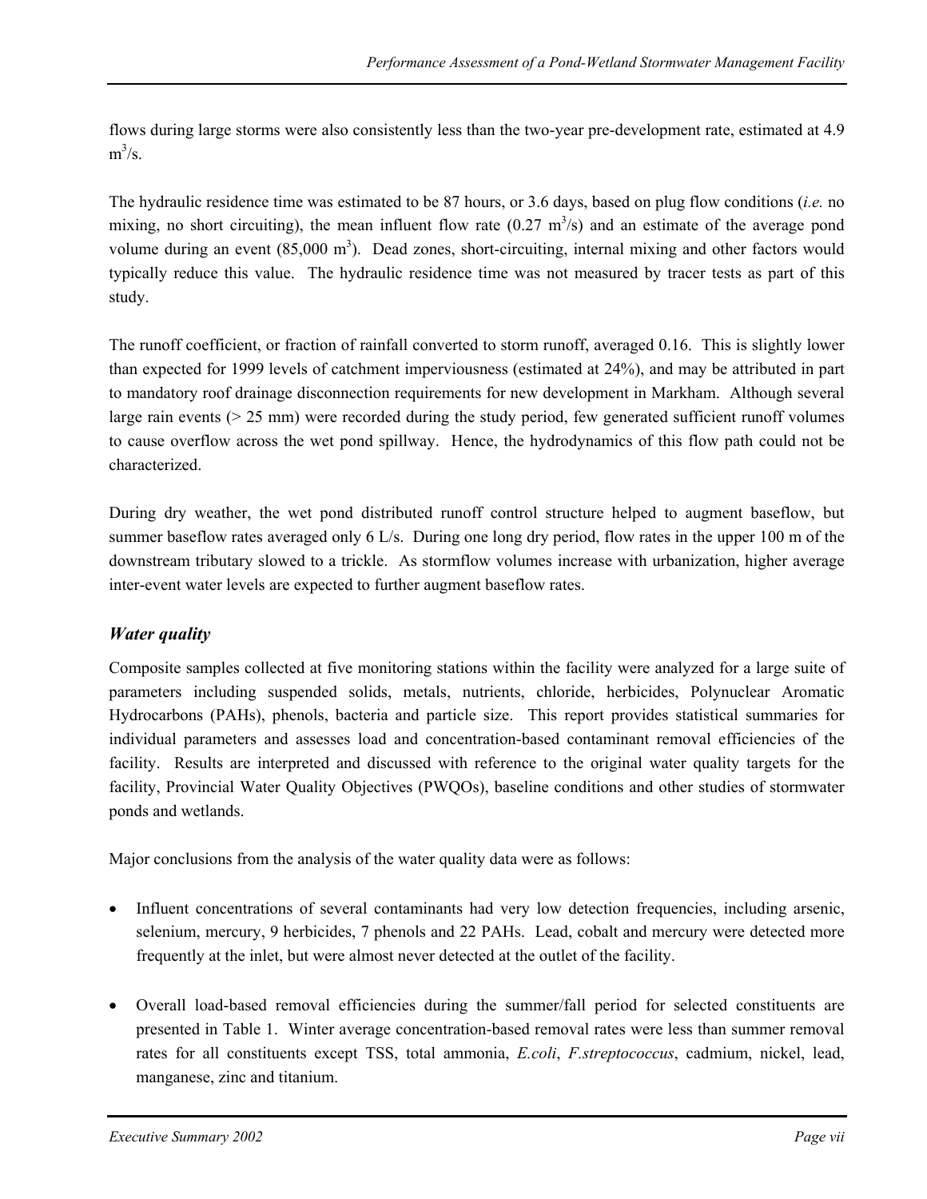flows during large storms were also consistently less than the two-year pre-development rate, estimated at 4.9 $m^3/s$.

The hydraulic residence time was estimated to be 87 hours, or 3.6 days, based on plug flow conditions (*i.e.* no mixing, no short circuiting), the mean influent flow rate (0.27 $m^3/s$) and an estimate of the average pond volume during an event (85,000 $m^3$). Dead zones, short-circuiting, internal mixing and other factors would typically reduce this value. The hydraulic residence time was not measured by tracer tests as part of this study.

The runoff coefficient, or fraction of rainfall converted to storm runoff, averaged 0.16. This is slightly lower than expected for 1999 levels of catchment imperviousness (estimated at 24%), and may be attributed in part to mandatory roof drainage disconnection requirements for new development in Markham. Although several large rain events (> 25 mm) were recorded during the study period, few generated sufficient runoff volumes to cause overflow across the wet pond spillway. Hence, the hydrodynamics of this flow path could not be characterized.

During dry weather, the wet pond distributed runoff control structure helped to augment baseflow, but summer baseflow rates averaged only 6 L/s. During one long dry period, flow rates in the upper 100 m of the downstream tributary slowed to a trickle. As stormflow volumes increase with urbanization, higher average inter-event water levels are expected to further augment baseflow rates.

### *Water quality*

Composite samples collected at five monitoring stations within the facility were analyzed for a large suite of parameters including suspended solids, metals, nutrients, chloride, herbicides, Polynuclear Aromatic Hydrocarbons (PAHs), phenols, bacteria and particle size. This report provides statistical summaries for individual parameters and assesses load and concentration-based contaminant removal efficiencies of the facility. Results are interpreted and discussed with reference to the original water quality targets for the facility, Provincial Water Quality Objectives (PWQOs), baseline conditions and other studies of stormwater ponds and wetlands.

Major conclusions from the analysis of the water quality data were as follows:

- Influent concentrations of several contaminants had very low detection frequencies, including arsenic, selenium, mercury, 9 herbicides, 7 phenols and 22 PAHs. Lead, cobalt and mercury were detected more frequently at the inlet, but were almost never detected at the outlet of the facility.

- Overall load-based removal efficiencies during the summer/fall period for selected constituents are presented in Table 1. Winter average concentration-based removal rates were less than summer removal rates for all constituents except TSS, total ammonia, *E.coli*, *F.streptococcus*, cadmium, nickel, lead, manganese, zinc and titanium.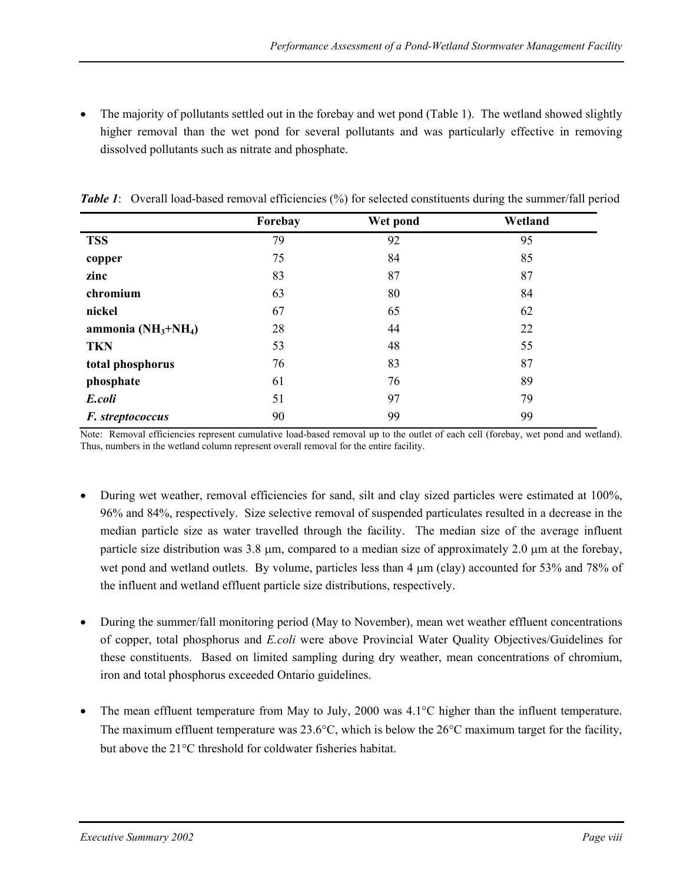- The majority of pollutants settled out in the forebay and wet pond (Table 1). The wetland showed slightly higher removal than the wet pond for several pollutants and was particularly effective in removing dissolved pollutants such as nitrate and phosphate.

***Table 1***: Overall load-based removal efficiencies (%) for selected constituents during the summer/fall period

| | Forebay | Wet pond | Wetland |
|---|---|---|---|
| **TSS** | 79 | 92 | 95 |
| **copper** | 75 | 84 | 85 |
| **zinc** | 83 | 87 | 87 |
| **chromium** | 63 | 80 | 84 |
| **nickel** | 67 | 65 | 62 |
| **ammonia ($NH_3$+$NH_4$)** | 28 | 44 | 22 |
| **TKN** | 53 | 48 | 55 |
| **total phosphorus** | 76 | 83 | 87 |
| **phosphate** | 61 | 76 | 89 |
| ***E.coli*** | 51 | 97 | 79 |
| ***F. streptococcus*** | 90 | 99 | 99 |

Note: Removal efficiencies represent cumulative load-based removal up to the outlet of each cell (forebay, wet pond and wetland). Thus, numbers in the wetland column represent overall removal for the entire facility.

- During wet weather, removal efficiencies for sand, silt and clay sized particles were estimated at 100%, 96% and 84%, respectively. Size selective removal of suspended particulates resulted in a decrease in the median particle size as water travelled through the facility. The median size of the average influent particle size distribution was 3.8 μm, compared to a median size of approximately 2.0 μm at the forebay, wet pond and wetland outlets. By volume, particles less than 4 μm (clay) accounted for 53% and 78% of the influent and wetland effluent particle size distributions, respectively.

- During the summer/fall monitoring period (May to November), mean wet weather effluent concentrations of copper, total phosphorus and *E.coli* were above Provincial Water Quality Objectives/Guidelines for these constituents. Based on limited sampling during dry weather, mean concentrations of chromium, iron and total phosphorus exceeded Ontario guidelines.

- The mean effluent temperature from May to July, 2000 was 4.1°C higher than the influent temperature. The maximum effluent temperature was 23.6°C, which is below the 26°C maximum target for the facility, but above the 21°C threshold for coldwater fisheries habitat.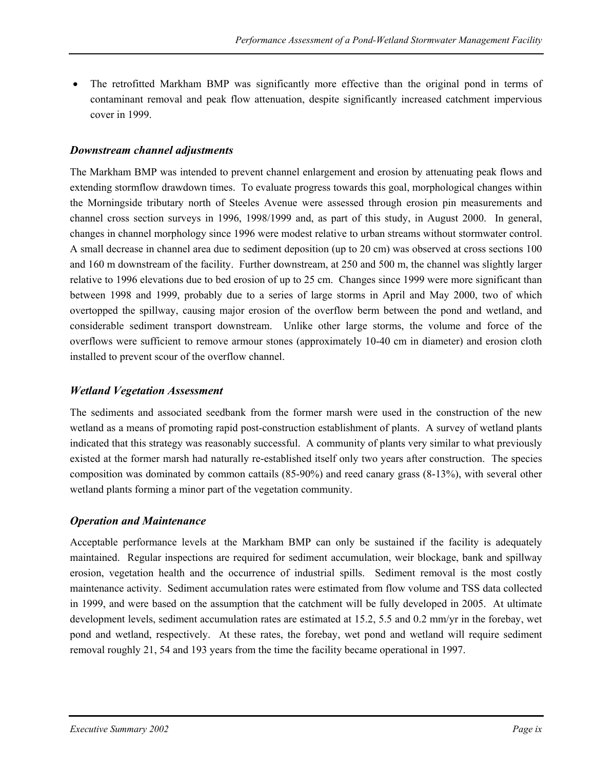- The retrofitted Markham BMP was significantly more effective than the original pond in terms of contaminant removal and peak flow attenuation, despite significantly increased catchment impervious cover in 1999.

### *Downstream channel adjustments*

The Markham BMP was intended to prevent channel enlargement and erosion by attenuating peak flows and extending stormflow drawdown times. To evaluate progress towards this goal, morphological changes within the Morningside tributary north of Steeles Avenue were assessed through erosion pin measurements and channel cross section surveys in 1996, 1998/1999 and, as part of this study, in August 2000. In general, changes in channel morphology since 1996 were modest relative to urban streams without stormwater control. A small decrease in channel area due to sediment deposition (up to 20 cm) was observed at cross sections 100 and 160 m downstream of the facility. Further downstream, at 250 and 500 m, the channel was slightly larger relative to 1996 elevations due to bed erosion of up to 25 cm. Changes since 1999 were more significant than between 1998 and 1999, probably due to a series of large storms in April and May 2000, two of which overtopped the spillway, causing major erosion of the overflow berm between the pond and wetland, and considerable sediment transport downstream. Unlike other large storms, the volume and force of the overflows were sufficient to remove armour stones (approximately 10-40 cm in diameter) and erosion cloth installed to prevent scour of the overflow channel.

### *Wetland Vegetation Assessment*

The sediments and associated seedbank from the former marsh were used in the construction of the new wetland as a means of promoting rapid post-construction establishment of plants. A survey of wetland plants indicated that this strategy was reasonably successful. A community of plants very similar to what previously existed at the former marsh had naturally re-established itself only two years after construction. The species composition was dominated by common cattails (85-90%) and reed canary grass (8-13%), with several other wetland plants forming a minor part of the vegetation community.

### *Operation and Maintenance*

Acceptable performance levels at the Markham BMP can only be sustained if the facility is adequately maintained. Regular inspections are required for sediment accumulation, weir blockage, bank and spillway erosion, vegetation health and the occurrence of industrial spills. Sediment removal is the most costly maintenance activity. Sediment accumulation rates were estimated from flow volume and TSS data collected in 1999, and were based on the assumption that the catchment will be fully developed in 2005. At ultimate development levels, sediment accumulation rates are estimated at 15.2, 5.5 and 0.2 mm/yr in the forebay, wet pond and wetland, respectively. At these rates, the forebay, wet pond and wetland will require sediment removal roughly 21, 54 and 193 years from the time the facility became operational in 1997.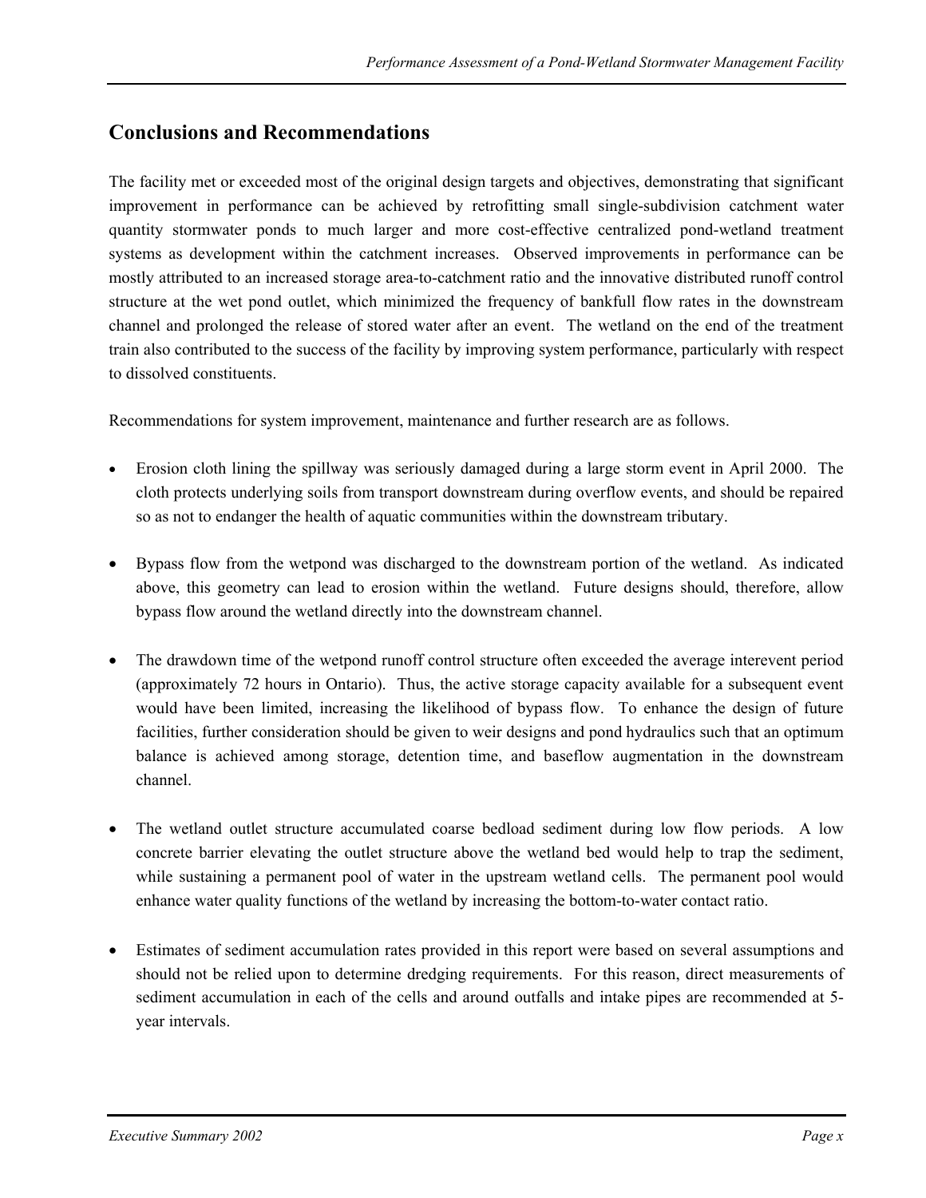## Conclusions and Recommendations

The facility met or exceeded most of the original design targets and objectives, demonstrating that significant improvement in performance can be achieved by retrofitting small single-subdivision catchment water quantity stormwater ponds to much larger and more cost-effective centralized pond-wetland treatment systems as development within the catchment increases. Observed improvements in performance can be mostly attributed to an increased storage area-to-catchment ratio and the innovative distributed runoff control structure at the wet pond outlet, which minimized the frequency of bankfull flow rates in the downstream channel and prolonged the release of stored water after an event. The wetland on the end of the treatment train also contributed to the success of the facility by improving system performance, particularly with respect to dissolved constituents.

Recommendations for system improvement, maintenance and further research are as follows.

- Erosion cloth lining the spillway was seriously damaged during a large storm event in April 2000. The cloth protects underlying soils from transport downstream during overflow events, and should be repaired so as not to endanger the health of aquatic communities within the downstream tributary.

- Bypass flow from the wetpond was discharged to the downstream portion of the wetland. As indicated above, this geometry can lead to erosion within the wetland. Future designs should, therefore, allow bypass flow around the wetland directly into the downstream channel.

- The drawdown time of the wetpond runoff control structure often exceeded the average interevent period (approximately 72 hours in Ontario). Thus, the active storage capacity available for a subsequent event would have been limited, increasing the likelihood of bypass flow. To enhance the design of future facilities, further consideration should be given to weir designs and pond hydraulics such that an optimum balance is achieved among storage, detention time, and baseflow augmentation in the downstream channel.

- The wetland outlet structure accumulated coarse bedload sediment during low flow periods. A low concrete barrier elevating the outlet structure above the wetland bed would help to trap the sediment, while sustaining a permanent pool of water in the upstream wetland cells. The permanent pool would enhance water quality functions of the wetland by increasing the bottom-to-water contact ratio.

- Estimates of sediment accumulation rates provided in this report were based on several assumptions and should not be relied upon to determine dredging requirements. For this reason, direct measurements of sediment accumulation in each of the cells and around outfalls and intake pipes are recommended at 5-year intervals.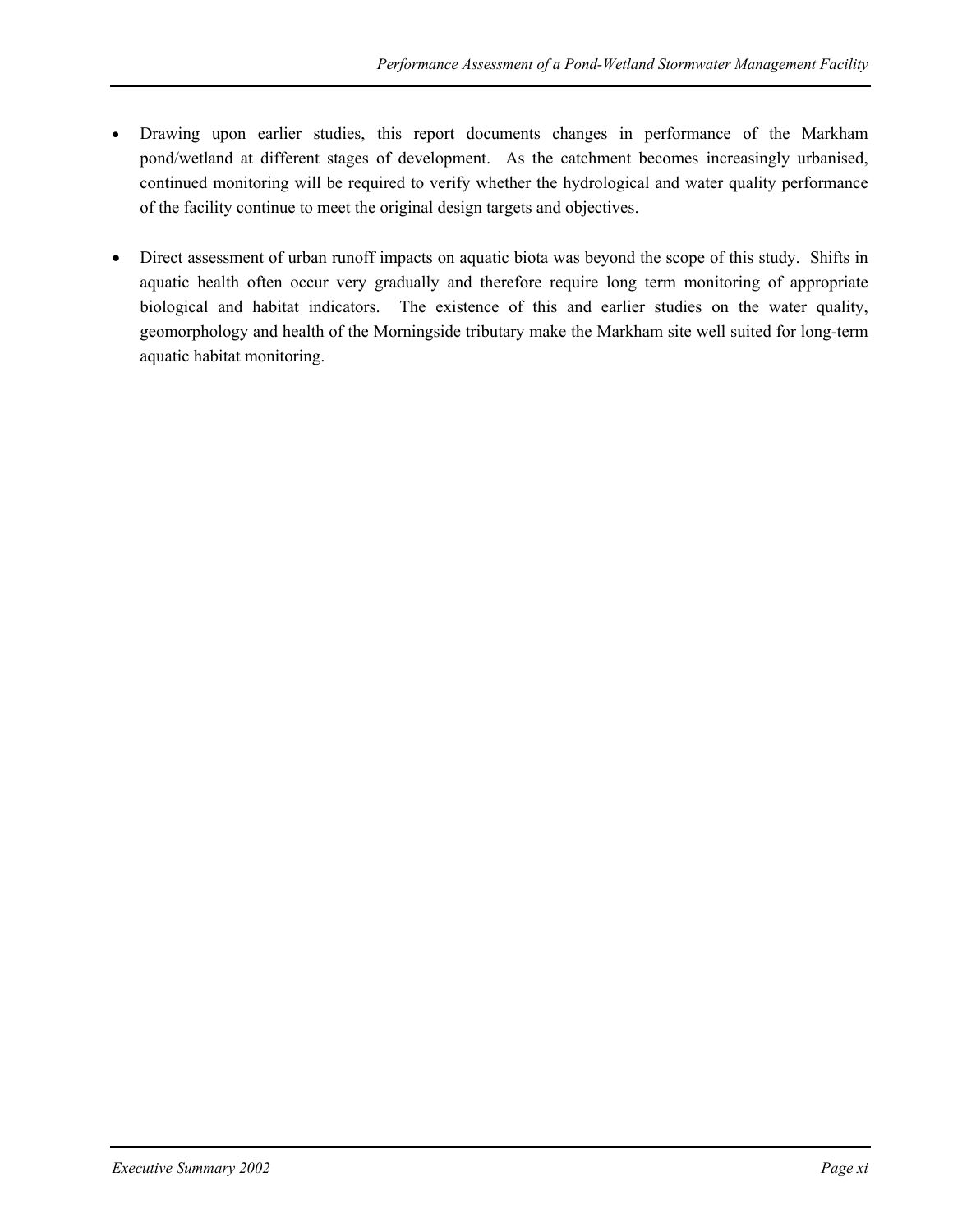- Drawing upon earlier studies, this report documents changes in performance of the Markham pond/wetland at different stages of development. As the catchment becomes increasingly urbanised, continued monitoring will be required to verify whether the hydrological and water quality performance of the facility continue to meet the original design targets and objectives.

- Direct assessment of urban runoff impacts on aquatic biota was beyond the scope of this study. Shifts in aquatic health often occur very gradually and therefore require long term monitoring of appropriate biological and habitat indicators. The existence of this and earlier studies on the water quality, geomorphology and health of the Morningside tributary make the Markham site well suited for long-term aquatic habitat monitoring.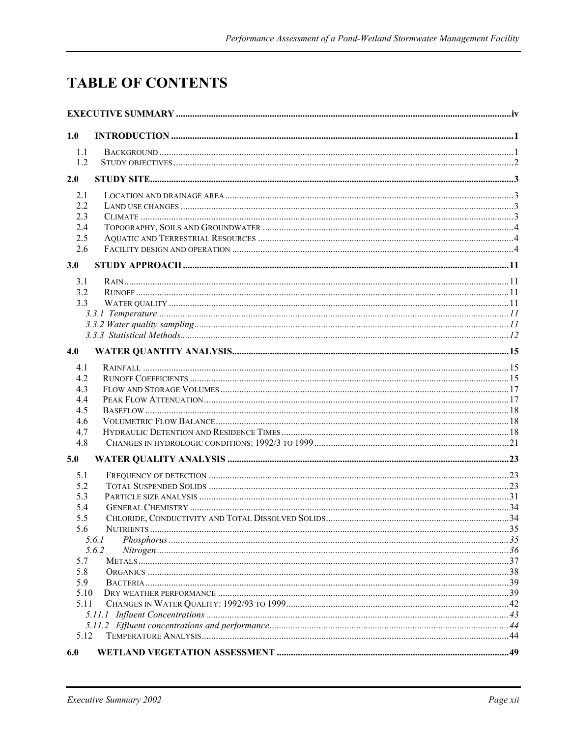# TABLE OF CONTENTS

**EXECUTIVE SUMMARY** .......... **iv**

**1.0 INTRODUCTION** .......... **1**

- 1.1 Background .......... 1
- 1.2 Study objectives .......... 2

**2.0 STUDY SITE** .......... **3**

- 2.1 Location and drainage area .......... 3
- 2.2 Land use changes .......... 3
- 2.3 Climate .......... 3
- 2.4 Topography, Soils and Groundwater .......... 4
- 2.5 Aquatic and Terrestrial Resources .......... 4
- 2.6 Facility design and operation .......... 4

**3.0 STUDY APPROACH** .......... **11**

- 3.1 Rain .......... 11
- 3.2 Runoff .......... 11
- 3.3 Water quality .......... 11
  - *3.3.1 Temperature* .......... *11*
  - *3.3.2 Water quality sampling* .......... *11*
  - *3.3.3 Statistical Methods* .......... *12*

**4.0 WATER QUANTITY ANALYSIS** .......... **15**

- 4.1 Rainfall .......... 15
- 4.2 Runoff Coefficients .......... 15
- 4.3 Flow and Storage Volumes .......... 17
- 4.4 Peak Flow Attenuation .......... 17
- 4.5 Baseflow .......... 18
- 4.6 Volumetric Flow Balance .......... 18
- 4.7 Hydraulic Detention and Residence Times .......... 18
- 4.8 Changes in hydrologic conditions: 1992/3 to 1999 .......... 21

**5.0 WATER QUALITY ANALYSIS** .......... **23**

- 5.1 Frequency of detection .......... 23
- 5.2 Total Suspended Solids .......... 23
- 5.3 Particle size analysis .......... 31
- 5.4 General Chemistry .......... 34
- 5.5 Chloride, Conductivity and Total Dissolved Solids .......... 34
- 5.6 Nutrients .......... 35
  - *5.6.1 Phosphorus* .......... *35*
  - *5.6.2 Nitrogen* .......... *36*
- 5.7 Metals .......... 37
- 5.8 Organics .......... 38
- 5.9 Bacteria .......... 39
- 5.10 Dry weather performance .......... 39
- 5.11 Changes in Water Quality: 1992/93 to 1999 .......... 42
  - *5.11.1 Influent Concentrations* .......... *43*
  - *5.11.2 Effluent concentrations and performance* .......... *44*
- 5.12 Temperature Analysis .......... 44

**6.0 WETLAND VEGETATION ASSESSMENT** .......... **49**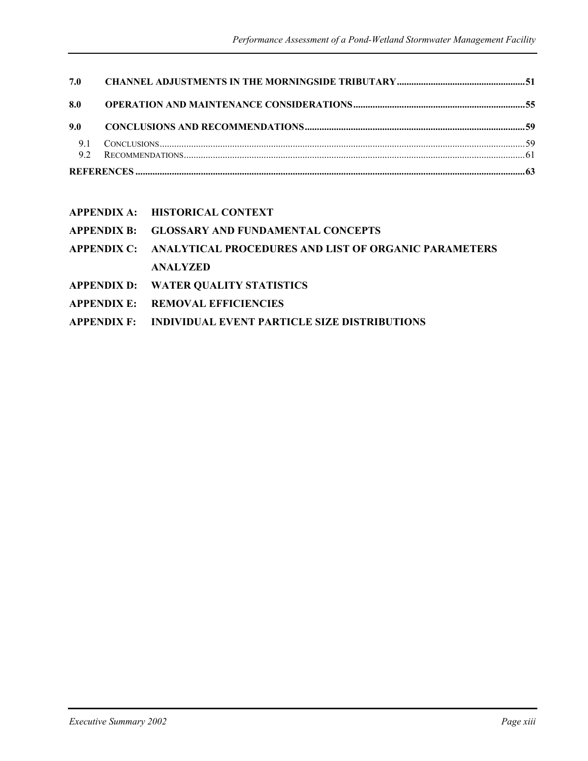**7.0 CHANNEL ADJUSTMENTS IN THE MORNINGSIDE TRIBUTARY** ..... 51

**8.0 OPERATION AND MAINTENANCE CONSIDERATIONS** ..... 55

**9.0 CONCLUSIONS AND RECOMMENDATIONS** ..... 59

9.1 CONCLUSIONS ..... 59
9.2 RECOMMENDATIONS ..... 61

**REFERENCES** ..... 63

**APPENDIX A: HISTORICAL CONTEXT**

**APPENDIX B: GLOSSARY AND FUNDAMENTAL CONCEPTS**

**APPENDIX C: ANALYTICAL PROCEDURES AND LIST OF ORGANIC PARAMETERS ANALYZED**

**APPENDIX D: WATER QUALITY STATISTICS**

**APPENDIX E: REMOVAL EFFICIENCIES**

**APPENDIX F: INDIVIDUAL EVENT PARTICLE SIZE DISTRIBUTIONS**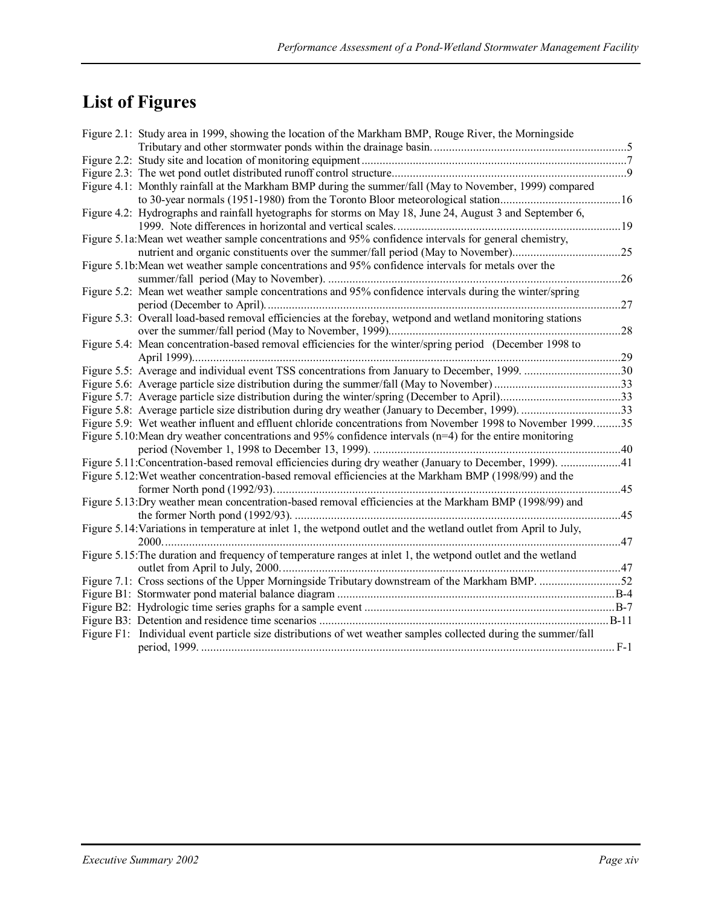# List of Figures

Figure 2.1: Study area in 1999, showing the location of the Markham BMP, Rouge River, the Morningside Tributary and other stormwater ponds within the drainage basin. ....5
Figure 2.2: Study site and location of monitoring equipment ....7
Figure 2.3: The wet pond outlet distributed runoff control structure ....9
Figure 4.1: Monthly rainfall at the Markham BMP during the summer/fall (May to November, 1999) compared to 30-year normals (1951-1980) from the Toronto Bloor meteorological station ....16
Figure 4.2: Hydrographs and rainfall hyetographs for storms on May 18, June 24, August 3 and September 6, 1999. Note differences in horizontal and vertical scales. ....19
Figure 5.1a: Mean wet weather sample concentrations and 95% confidence intervals for general chemistry, nutrient and organic constituents over the summer/fall period (May to November) ....25
Figure 5.1b: Mean wet weather sample concentrations and 95% confidence intervals for metals over the summer/fall period (May to November). ....26
Figure 5.2: Mean wet weather sample concentrations and 95% confidence intervals during the winter/spring period (December to April). ....27
Figure 5.3: Overall load-based removal efficiencies at the forebay, wetpond and wetland monitoring stations over the summer/fall period (May to November, 1999) ....28
Figure 5.4: Mean concentration-based removal efficiencies for the winter/spring period (December 1998 to April 1999) ....29
Figure 5.5: Average and individual event TSS concentrations from January to December, 1999. ....30
Figure 5.6: Average particle size distribution during the summer/fall (May to November) ....33
Figure 5.7: Average particle size distribution during the winter/spring (December to April) ....33
Figure 5.8: Average particle size distribution during dry weather (January to December, 1999). ....33
Figure 5.9: Wet weather influent and effluent chloride concentrations from November 1998 to November 1999. ....35
Figure 5.10: Mean dry weather concentrations and 95% confidence intervals (n=4) for the entire monitoring period (November 1, 1998 to December 13, 1999). ....40
Figure 5.11: Concentration-based removal efficiencies during dry weather (January to December, 1999). ....41
Figure 5.12: Wet weather concentration-based removal efficiencies at the Markham BMP (1998/99) and the former North pond (1992/93). ....45
Figure 5.13: Dry weather mean concentration-based removal efficiencies at the Markham BMP (1998/99) and the former North pond (1992/93). ....45
Figure 5.14: Variations in temperature at inlet 1, the wetpond outlet and the wetland outlet from April to July, 2000. ....47
Figure 5.15: The duration and frequency of temperature ranges at inlet 1, the wetpond outlet and the wetland outlet from April to July, 2000. ....47
Figure 7.1: Cross sections of the Upper Morningside Tributary downstream of the Markham BMP. ....52
Figure B1: Stormwater pond material balance diagram ....B-4
Figure B2: Hydrologic time series graphs for a sample event ....B-7
Figure B3: Detention and residence time scenarios ....B-11
Figure F1: Individual event particle size distributions of wet weather samples collected during the summer/fall period, 1999. ....F-1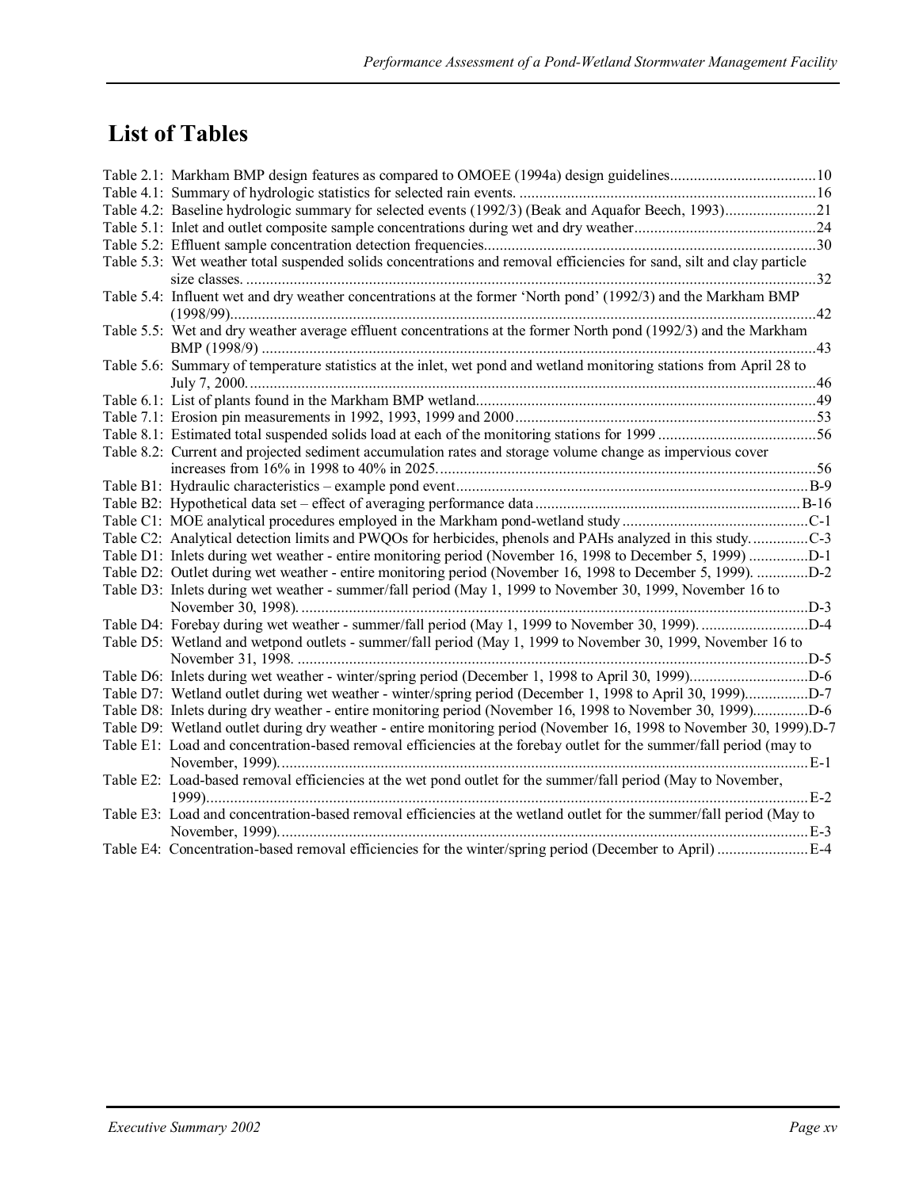# List of Tables

Table 2.1: Markham BMP design features as compared to OMOEE (1994a) design guidelines....................................10
Table 4.1: Summary of hydrologic statistics for selected rain events. ..........................................................................16
Table 4.2: Baseline hydrologic summary for selected events (1992/3) (Beak and Aquafor Beech, 1993).......................21
Table 5.1: Inlet and outlet composite sample concentrations during wet and dry weather..............................................24
Table 5.2: Effluent sample concentration detection frequencies....................................................................................30
Table 5.3: Wet weather total suspended solids concentrations and removal efficiencies for sand, silt and clay particle size classes. ................................................................................................................................................32
Table 5.4: Influent wet and dry weather concentrations at the former 'North pond' (1992/3) and the Markham BMP (1998/99)...................................................................................................................................................42
Table 5.5: Wet and dry weather average effluent concentrations at the former North pond (1992/3) and the Markham BMP (1998/9) ...........................................................................................................................................43
Table 5.6: Summary of temperature statistics at the inlet, wet pond and wetland monitoring stations from April 28 to July 7, 2000.............................................................................................................................................46
Table 6.1: List of plants found in the Markham BMP wetland.....................................................................................49
Table 7.1: Erosion pin measurements in 1992, 1993, 1999 and 2000...........................................................................53
Table 8.1: Estimated total suspended solids load at each of the monitoring stations for 1999 ........................................56
Table 8.2: Current and projected sediment accumulation rates and storage volume change as impervious cover increases from 16% in 1998 to 40% in 2025...............................................................................................56
Table B1: Hydraulic characteristics – example pond event.........................................................................................B-9
Table B2: Hypothetical data set – effect of averaging performance data...................................................................B-16
Table C1: MOE analytical procedures employed in the Markham pond-wetland study ...............................................C-1
Table C2: Analytical detection limits and PWQOs for herbicides, phenols and PAHs analyzed in this study...............C-3
Table D1: Inlets during wet weather - entire monitoring period (November 16, 1998 to December 5, 1999) ...............D-1
Table D2: Outlet during wet weather - entire monitoring period (November 16, 1998 to December 5, 1999). .............D-2
Table D3: Inlets during wet weather - summer/fall period (May 1, 1999 to November 30, 1999, November 16 to November 30, 1998). ................................................................................................................................D-3
Table D4: Forebay during wet weather - summer/fall period (May 1, 1999 to November 30, 1999). ...........................D-4
Table D5: Wetland and wetpond outlets - summer/fall period (May 1, 1999 to November 30, 1999, November 16 to November 31, 1998. .................................................................................................................................D-5
Table D6: Inlets during wet weather - winter/spring period (December 1, 1998 to April 30, 1999)..............................D-6
Table D7: Wetland outlet during wet weather - winter/spring period (December 1, 1998 to April 30, 1999)................D-7
Table D8: Inlets during dry weather - entire monitoring period (November 16, 1998 to November 30, 1999)..............D-6
Table D9: Wetland outlet during dry weather - entire monitoring period (November 16, 1998 to November 30, 1999).D-7
Table E1: Load and concentration-based removal efficiencies at the forebay outlet for the summer/fall period (may to November, 1999)......................................................................................................................................E-1
Table E2: Load-based removal efficiencies at the wet pond outlet for the summer/fall period (May to November, 1999)........................................................................................................................................................E-2
Table E3: Load and concentration-based removal efficiencies at the wetland outlet for the summer/fall period (May to November, 1999)......................................................................................................................................E-3
Table E4: Concentration-based removal efficiencies for the winter/spring period (December to April) .......................E-4